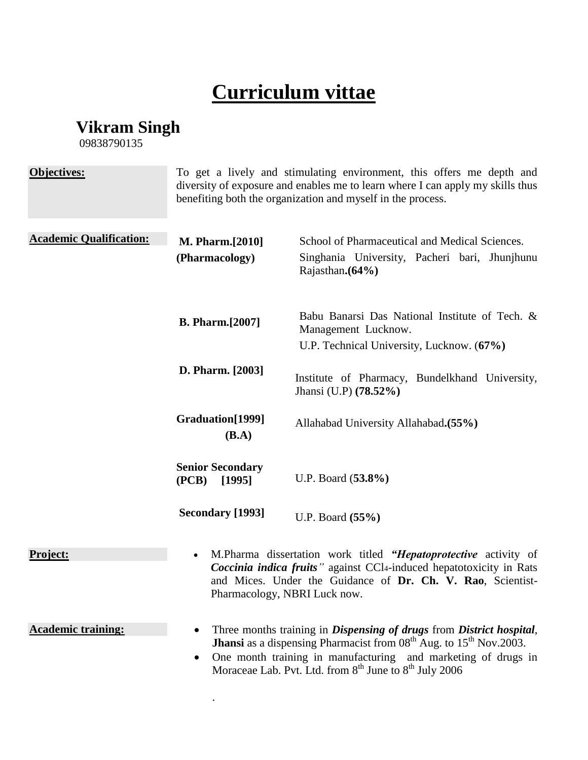# Curriculum vittae

## Vikram Singh

09838790135

**Objectives:**

To get a lively and stimulating environment, this offers me depth and diversity of exposure and enables me to learn where I can apply my skills thus benefiting both the organization and myself in the process.

**Academic Qualification:**

| | |
|---|---|
| **M. Pharm.[2010] (Pharmacology)** | School of Pharmaceutical and Medical Sciences. Singhania University, Pacheri bari, Jhunjhunu Rajasthan.**(64%)** |
| **B. Pharm.[2007]** | Babu Banarsi Das National Institute of Tech. & Management Lucknow. U.P. Technical University, Lucknow. (**67%)** |
| **D. Pharm. [2003]** | Institute of Pharmacy, Bundelkhand University, Jhansi (U.P) **(78.52%)** |
| **Graduation[1999] (B.A)** | Allahabad University Allahabad**.(55%)** |
| **Senior Secondary (PCB) [1995]** | U.P. Board (**53.8%)** |
| **Secondary [1993]** | U.P. Board **(55%)** |

**Project:**

- M.Pharma dissertation work titled ***"Hepatoprotective*** activity of ***Coccinia indica fruits****"* against $CCl_4$-induced hepatotoxicity in Rats and Mices. Under the Guidance of **Dr. Ch. V. Rao**, Scientist-Pharmacology, NBRI Luck now.

**Academic training:**

- Three months training in ***Dispensing of drugs*** from ***District hospital***, **Jhansi** as a dispensing Pharmacist from 08th Aug. to 15th Nov.2003.
- One month training in manufacturing and marketing of drugs in Moraceae Lab. Pvt. Ltd. from 8th June to 8th July 2006

.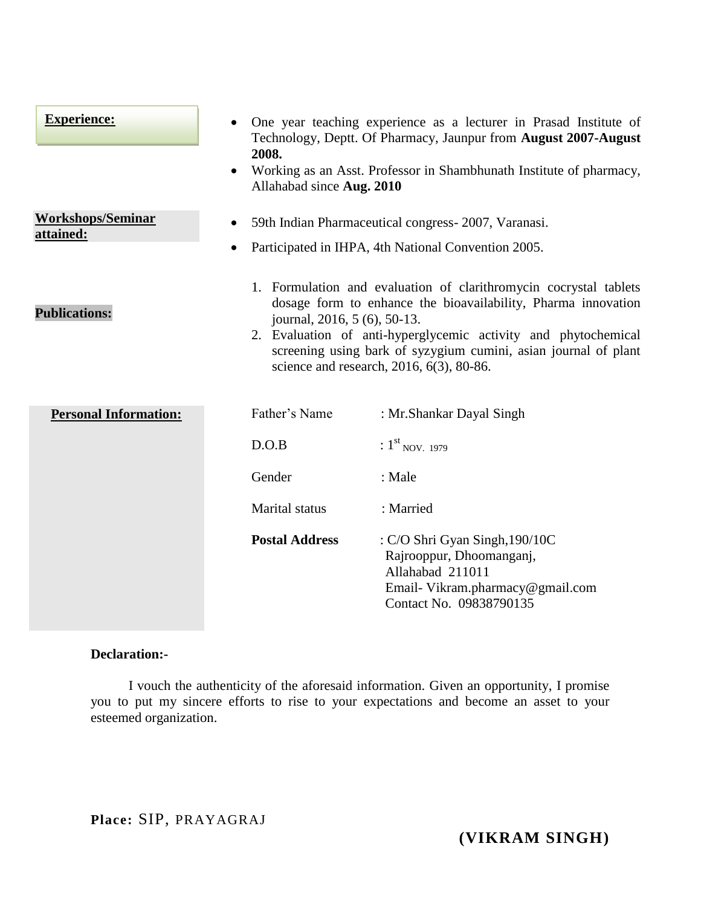**Experience:**

- One year teaching experience as a lecturer in Prasad Institute of Technology, Deptt. Of Pharmacy, Jaunpur from **August 2007-August 2008.**
- Working as an Asst. Professor in Shambhunath Institute of pharmacy, Allahabad since **Aug. 2010**

**Workshops/Seminar attained:**

- 59th Indian Pharmaceutical congress- 2007, Varanasi.
- Participated in IHPA, 4th National Convention 2005.

**Publications:**

1. Formulation and evaluation of clarithromycin cocrystal tablets dosage form to enhance the bioavailability, Pharma innovation journal, 2016, 5 (6), 50-13.
2. Evaluation of anti-hyperglycemic activity and phytochemical screening using bark of syzygium cumini, asian journal of plant science and research, 2016, 6(3), 80-86.

**Personal Information:**

| | |
|---|---|
| Father's Name | : Mr.Shankar Dayal Singh |
| D.O.B | : 1st NOV. 1979 |
| Gender | : Male |
| Marital status | : Married |
| **Postal Address** | : C/O Shri Gyan Singh,190/10C Rajrooppur, Dhoomanganj, Allahabad 211011 Email- Vikram.pharmacy@gmail.com Contact No. 09838790135 |

**Declaration:-**

I vouch the authenticity of the aforesaid information. Given an opportunity, I promise you to put my sincere efforts to rise to your expectations and become an asset to your esteemed organization.

**Place:** SIP, PRAYAGRAJ

**(VIKRAM SINGH)**